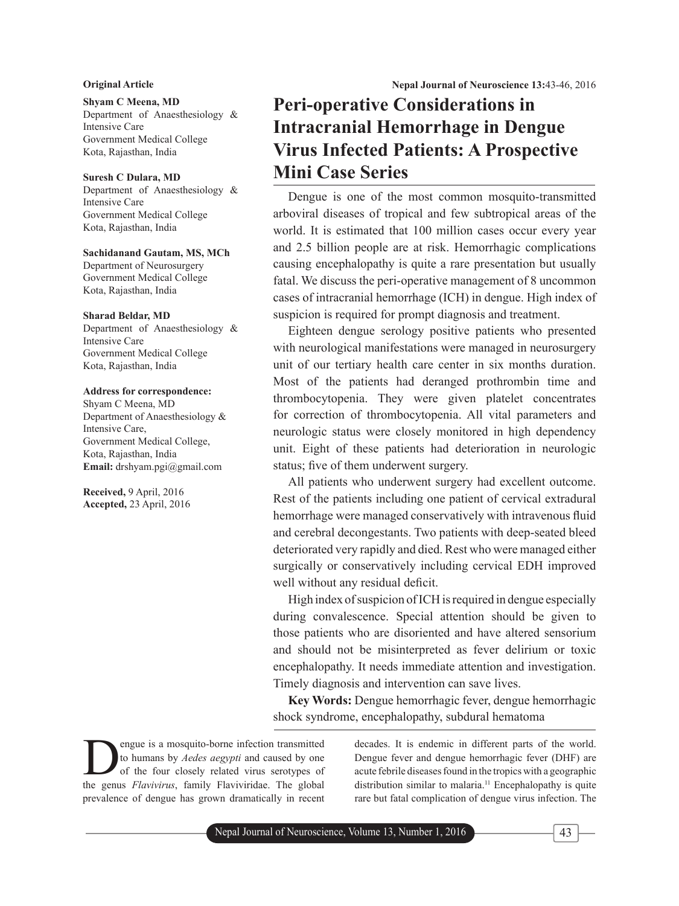Original Article

# Peri-operative Considerations in Intracranial Hemorrhage in Dengue Virus Infected Patients: A Prospective Mini Case Series

**Shyam C Meena, MD**
Department of Anaesthesiology & Intensive Care
Government Medical College
Kota, Rajasthan, India

**Suresh C Dulara, MD**
Department of Anaesthesiology & Intensive Care
Government Medical College
Kota, Rajasthan, India

**Sachidanand Gautam, MS, MCh**
Department of Neurosurgery
Government Medical College
Kota, Rajasthan, India

**Sharad Beldar, MD**
Department of Anaesthesiology & Intensive Care
Government Medical College
Kota, Rajasthan, India

**Address for correspondence:**
Shyam C Meena, MD
Department of Anaesthesiology & Intensive Care,
Government Medical College,
Kota, Rajasthan, India
**Email:** drshyam.pgi@gmail.com

**Received,** 9 April, 2016
**Accepted,** 23 April, 2016

Dengue is one of the most common mosquito-transmitted arboviral diseases of tropical and few subtropical areas of the world. It is estimated that 100 million cases occur every year and 2.5 billion people are at risk. Hemorrhagic complications causing encephalopathy is quite a rare presentation but usually fatal. We discuss the peri-operative management of 8 uncommon cases of intracranial hemorrhage (ICH) in dengue. High index of suspicion is required for prompt diagnosis and treatment.

Eighteen dengue serology positive patients who presented with neurological manifestations were managed in neurosurgery unit of our tertiary health care center in six months duration. Most of the patients had deranged prothrombin time and thrombocytopenia. They were given platelet concentrates for correction of thrombocytopenia. All vital parameters and neurologic status were closely monitored in high dependency unit. Eight of these patients had deterioration in neurologic status; five of them underwent surgery.

All patients who underwent surgery had excellent outcome. Rest of the patients including one patient of cervical extradural hemorrhage were managed conservatively with intravenous fluid and cerebral decongestants. Two patients with deep-seated bleed deteriorated very rapidly and died. Rest who were managed either surgically or conservatively including cervical EDH improved well without any residual deficit.

High index of suspicion of ICH is required in dengue especially during convalescence. Special attention should be given to those patients who are disoriented and have altered sensorium and should not be misinterpreted as fever delirium or toxic encephalopathy. It needs immediate attention and investigation. Timely diagnosis and intervention can save lives.

**Key Words:** Dengue hemorrhagic fever, dengue hemorrhagic shock syndrome, encephalopathy, subdural hematoma

Dengue is a mosquito-borne infection transmitted to humans by *Aedes aegypti* and caused by one of the four closely related virus serotypes of the genus *Flavivirus*, family Flaviviridae. The global prevalence of dengue has grown dramatically in recent decades. It is endemic in different parts of the world. Dengue fever and dengue hemorrhagic fever (DHF) are acute febrile diseases found in the tropics with a geographic distribution similar to malaria.[11] Encephalopathy is quite rare but fatal complication of dengue virus infection. The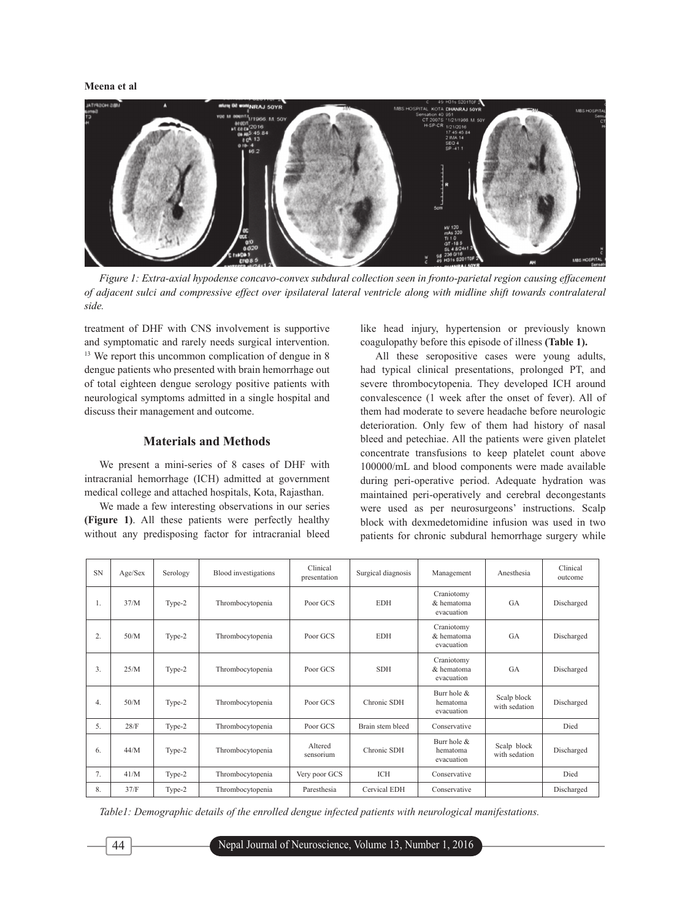*Figure 1: Extra-axial hypodense concavo-convex subdural collection seen in fronto-parietal region causing effacement of adjacent sulci and compressive effect over ipsilateral lateral ventricle along with midline shift towards contralateral side.*

treatment of DHF with CNS involvement is supportive and symptomatic and rarely needs surgical intervention.[13] We report this uncommon complication of dengue in 8 dengue patients who presented with brain hemorrhage out of total eighteen dengue serology positive patients with neurological symptoms admitted in a single hospital and discuss their management and outcome.

## Materials and Methods

We present a mini-series of 8 cases of DHF with intracranial hemorrhage (ICH) admitted at government medical college and attached hospitals, Kota, Rajasthan.

We made a few interesting observations in our series **(Figure 1)**. All these patients were perfectly healthy without any predisposing factor for intracranial bleed like head injury, hypertension or previously known coagulopathy before this episode of illness **(Table 1).**

All these seropositive cases were young adults, had typical clinical presentations, prolonged PT, and severe thrombocytopenia. They developed ICH around convalescence (1 week after the onset of fever). All of them had moderate to severe headache before neurologic deterioration. Only few of them had history of nasal bleed and petechiae. All the patients were given platelet concentrate transfusions to keep platelet count above 100000/mL and blood components were made available during peri-operative period. Adequate hydration was maintained peri-operatively and cerebral decongestants were used as per neurosurgeons' instructions. Scalp block with dexmedetomidine infusion was used in two patients for chronic subdural hemorrhage surgery while

| SN | Age/Sex | Serology | Blood investigations | Clinical presentation | Surgical diagnosis | Management | Anesthesia | Clinical outcome |
|---|---|---|---|---|---|---|---|---|
| 1. | 37/M | Type-2 | Thrombocytopenia | Poor GCS | EDH | Craniotomy & hematoma evacuation | GA | Discharged |
| 2. | 50/M | Type-2 | Thrombocytopenia | Poor GCS | EDH | Craniotomy & hematoma evacuation | GA | Discharged |
| 3. | 25/M | Type-2 | Thrombocytopenia | Poor GCS | SDH | Craniotomy & hematoma evacuation | GA | Discharged |
| 4. | 50/M | Type-2 | Thrombocytopenia | Poor GCS | Chronic SDH | Burr hole & hematoma evacuation | Scalp block with sedation | Discharged |
| 5. | 28/F | Type-2 | Thrombocytopenia | Poor GCS | Brain stem bleed | Conservative | | Died |
| 6. | 44/M | Type-2 | Thrombocytopenia | Altered sensorium | Chronic SDH | Burr hole & hematoma evacuation | Scalp block with sedation | Discharged |
| 7. | 41/M | Type-2 | Thrombocytopenia | Very poor GCS | ICH | Conservative | | Died |
| 8. | 37/F | Type-2 | Thrombocytopenia | Paresthesia | Cervical EDH | Conservative | | Discharged |

*Table1: Demographic details of the enrolled dengue infected patients with neurological manifestations.*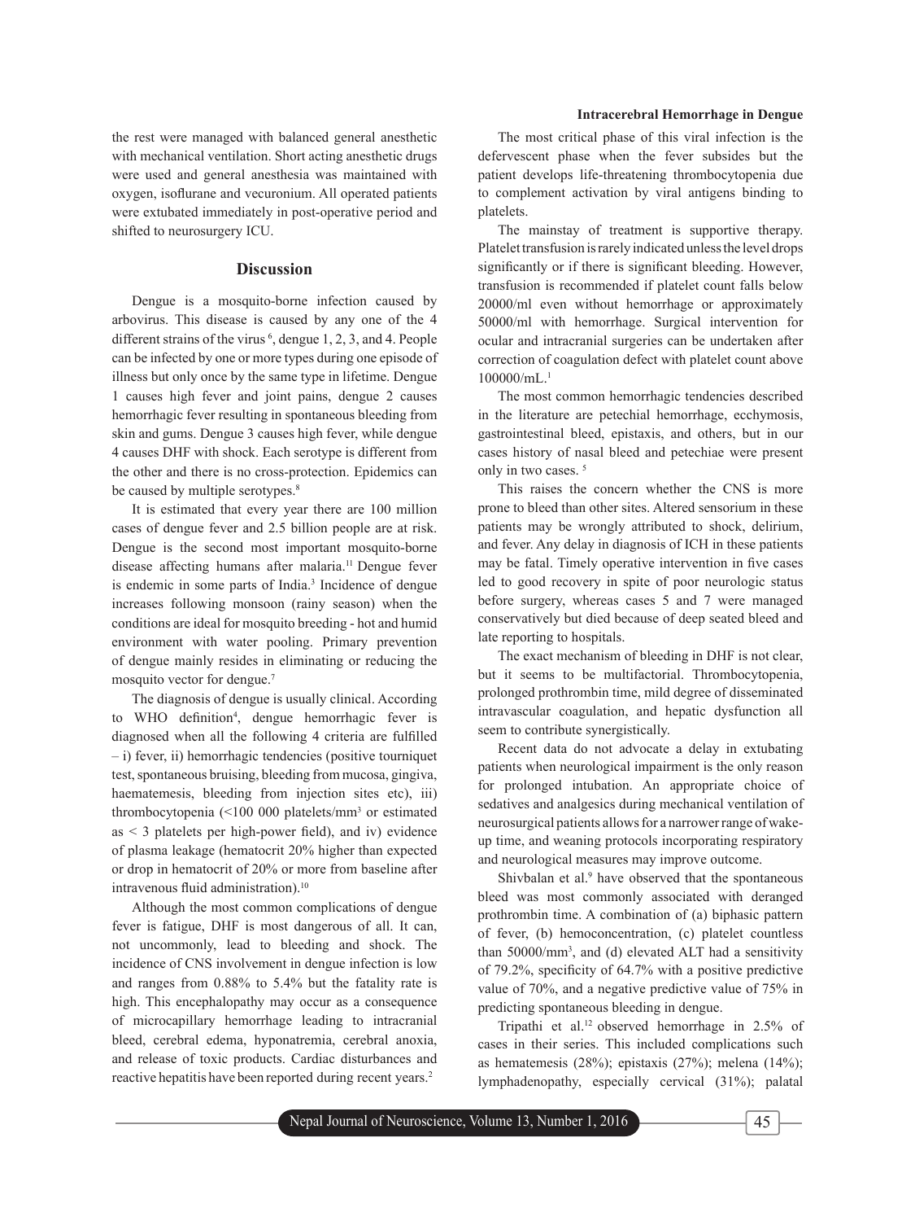the rest were managed with balanced general anesthetic with mechanical ventilation. Short acting anesthetic drugs were used and general anesthesia was maintained with oxygen, isoflurane and vecuronium. All operated patients were extubated immediately in post-operative period and shifted to neurosurgery ICU.

## Discussion

Dengue is a mosquito-borne infection caused by arbovirus. This disease is caused by any one of the 4 different strains of the virus [6], dengue 1, 2, 3, and 4. People can be infected by one or more types during one episode of illness but only once by the same type in lifetime. Dengue 1 causes high fever and joint pains, dengue 2 causes hemorrhagic fever resulting in spontaneous bleeding from skin and gums. Dengue 3 causes high fever, while dengue 4 causes DHF with shock. Each serotype is different from the other and there is no cross-protection. Epidemics can be caused by multiple serotypes.[8]

It is estimated that every year there are 100 million cases of dengue fever and 2.5 billion people are at risk. Dengue is the second most important mosquito-borne disease affecting humans after malaria.[11] Dengue fever is endemic in some parts of India.[3] Incidence of dengue increases following monsoon (rainy season) when the conditions are ideal for mosquito breeding - hot and humid environment with water pooling. Primary prevention of dengue mainly resides in eliminating or reducing the mosquito vector for dengue.[7]

The diagnosis of dengue is usually clinical. According to WHO definition[4], dengue hemorrhagic fever is diagnosed when all the following 4 criteria are fulfilled – i) fever, ii) hemorrhagic tendencies (positive tourniquet test, spontaneous bruising, bleeding from mucosa, gingiva, haematemesis, bleeding from injection sites etc), iii) thrombocytopenia (<100 000 platelets/mm$^3$ or estimated as < 3 platelets per high-power field), and iv) evidence of plasma leakage (hematocrit 20% higher than expected or drop in hematocrit of 20% or more from baseline after intravenous fluid administration).[10]

Although the most common complications of dengue fever is fatigue, DHF is most dangerous of all. It can, not uncommonly, lead to bleeding and shock. The incidence of CNS involvement in dengue infection is low and ranges from 0.88% to 5.4% but the fatality rate is high. This encephalopathy may occur as a consequence of microcapillary hemorrhage leading to intracranial bleed, cerebral edema, hyponatremia, cerebral anoxia, and release of toxic products. Cardiac disturbances and reactive hepatitis have been reported during recent years.[2]

The most critical phase of this viral infection is the defervescent phase when the fever subsides but the patient develops life-threatening thrombocytopenia due to complement activation by viral antigens binding to platelets.

The mainstay of treatment is supportive therapy. Platelet transfusion is rarely indicated unless the level drops significantly or if there is significant bleeding. However, transfusion is recommended if platelet count falls below 20000/ml even without hemorrhage or approximately 50000/ml with hemorrhage. Surgical intervention for ocular and intracranial surgeries can be undertaken after correction of coagulation defect with platelet count above 100000/mL.[1]

The most common hemorrhagic tendencies described in the literature are petechial hemorrhage, ecchymosis, gastrointestinal bleed, epistaxis, and others, but in our cases history of nasal bleed and petechiae were present only in two cases. [5]

This raises the concern whether the CNS is more prone to bleed than other sites. Altered sensorium in these patients may be wrongly attributed to shock, delirium, and fever. Any delay in diagnosis of ICH in these patients may be fatal. Timely operative intervention in five cases led to good recovery in spite of poor neurologic status before surgery, whereas cases 5 and 7 were managed conservatively but died because of deep seated bleed and late reporting to hospitals.

The exact mechanism of bleeding in DHF is not clear, but it seems to be multifactorial. Thrombocytopenia, prolonged prothrombin time, mild degree of disseminated intravascular coagulation, and hepatic dysfunction all seem to contribute synergistically.

Recent data do not advocate a delay in extubating patients when neurological impairment is the only reason for prolonged intubation. An appropriate choice of sedatives and analgesics during mechanical ventilation of neurosurgical patients allows for a narrower range of wake-up time, and weaning protocols incorporating respiratory and neurological measures may improve outcome.

Shivbalan et al.[9] have observed that the spontaneous bleed was most commonly associated with deranged prothrombin time. A combination of (a) biphasic pattern of fever, (b) hemoconcentration, (c) platelet countless than 50000/mm$^3$, and (d) elevated ALT had a sensitivity of 79.2%, specificity of 64.7% with a positive predictive value of 70%, and a negative predictive value of 75% in predicting spontaneous bleeding in dengue.

Tripathi et al.[12] observed hemorrhage in 2.5% of cases in their series. This included complications such as hematemesis (28%); epistaxis (27%); melena (14%); lymphadenopathy, especially cervical (31%); palatal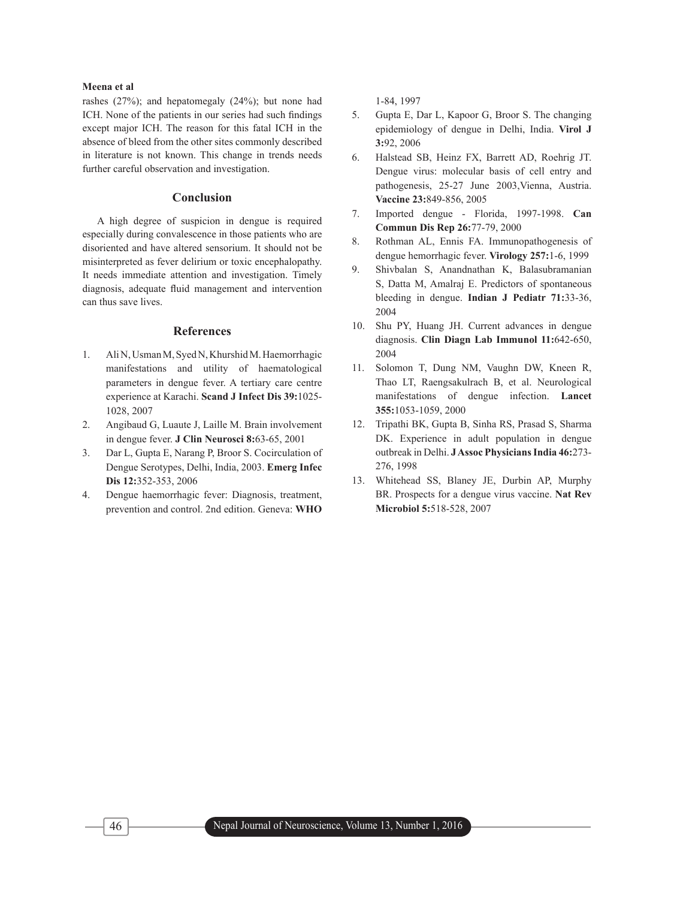rashes (27%); and hepatomegaly (24%); but none had ICH. None of the patients in our series had such findings except major ICH. The reason for this fatal ICH in the absence of bleed from the other sites commonly described in literature is not known. This change in trends needs further careful observation and investigation.

## Conclusion

A high degree of suspicion in dengue is required especially during convalescence in those patients who are disoriented and have altered sensorium. It should not be misinterpreted as fever delirium or toxic encephalopathy. It needs immediate attention and investigation. Timely diagnosis, adequate fluid management and intervention can thus save lives.

## References

1. Ali N, Usman M, Syed N, Khurshid M. Haemorrhagic manifestations and utility of haematological parameters in dengue fever. A tertiary care centre experience at Karachi. **Scand J Infect Dis 39:**1025-1028, 2007
2. Angibaud G, Luaute J, Laille M. Brain involvement in dengue fever. **J Clin Neurosci 8:**63-65, 2001
3. Dar L, Gupta E, Narang P, Broor S. Cocirculation of Dengue Serotypes, Delhi, India, 2003. **Emerg Infec Dis 12:**352-353, 2006
4. Dengue haemorrhagic fever: Diagnosis, treatment, prevention and control. 2nd edition. Geneva: **WHO** 1-84, 1997
5. Gupta E, Dar L, Kapoor G, Broor S. The changing epidemiology of dengue in Delhi, India. **Virol J 3:**92, 2006
6. Halstead SB, Heinz FX, Barrett AD, Roehrig JT. Dengue virus: molecular basis of cell entry and pathogenesis, 25-27 June 2003,Vienna, Austria. **Vaccine 23:**849-856, 2005
7. Imported dengue - Florida, 1997-1998. **Can Commun Dis Rep 26:**77-79, 2000
8. Rothman AL, Ennis FA. Immunopathogenesis of dengue hemorrhagic fever. **Virology 257:**1-6, 1999
9. Shivbalan S, Anandnathan K, Balasubramanian S, Datta M, Amalraj E. Predictors of spontaneous bleeding in dengue. **Indian J Pediatr 71:**33-36, 2004
10. Shu PY, Huang JH. Current advances in dengue diagnosis. **Clin Diagn Lab Immunol 11:**642-650, 2004
11. Solomon T, Dung NM, Vaughn DW, Kneen R, Thao LT, Raengsakulrach B, et al. Neurological manifestations of dengue infection. **Lancet 355:**1053-1059, 2000
12. Tripathi BK, Gupta B, Sinha RS, Prasad S, Sharma DK. Experience in adult population in dengue outbreak in Delhi. **J Assoc Physicians India 46:**273-276, 1998
13. Whitehead SS, Blaney JE, Durbin AP, Murphy BR. Prospects for a dengue virus vaccine. **Nat Rev Microbiol 5:**518-528, 2007